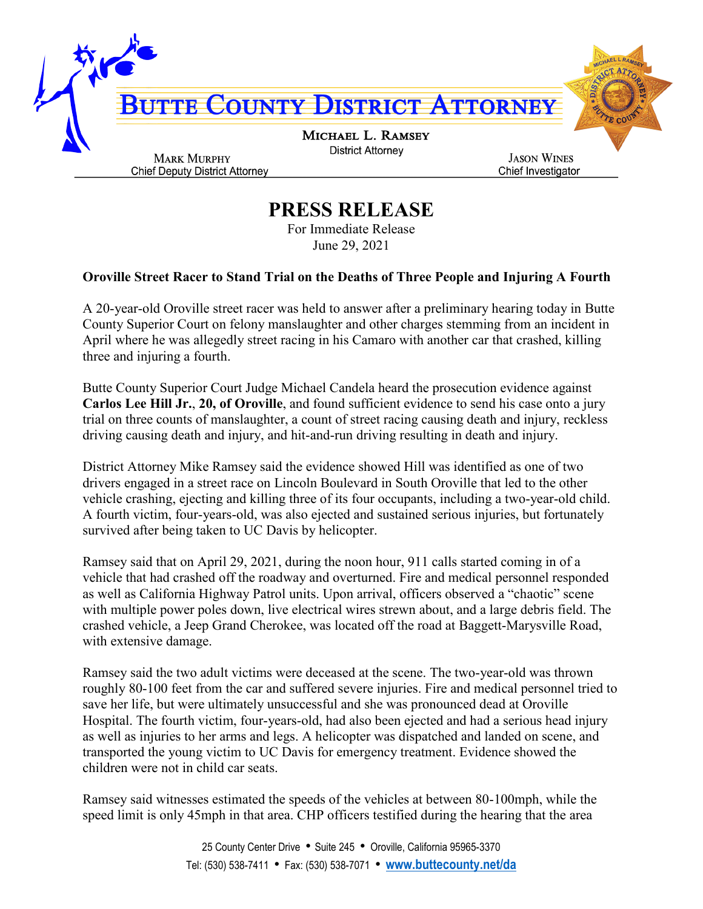# BUTTE COUNTY DISTRICT ATTORNEY

**MICHAEL L. RAMSEY**
District Attorney

**MARK MURPHY**
Chief Deputy District Attorney

**JASON WINES**
Chief Investigator

# PRESS RELEASE

For Immediate Release
June 29, 2021

**Oroville Street Racer to Stand Trial on the Deaths of Three People and Injuring A Fourth**

A 20-year-old Oroville street racer was held to answer after a preliminary hearing today in Butte County Superior Court on felony manslaughter and other charges stemming from an incident in April where he was allegedly street racing in his Camaro with another car that crashed, killing three and injuring a fourth.

Butte County Superior Court Judge Michael Candela heard the prosecution evidence against **Carlos Lee Hill Jr.**, **20, of Oroville**, and found sufficient evidence to send his case onto a jury trial on three counts of manslaughter, a count of street racing causing death and injury, reckless driving causing death and injury, and hit-and-run driving resulting in death and injury.

District Attorney Mike Ramsey said the evidence showed Hill was identified as one of two drivers engaged in a street race on Lincoln Boulevard in South Oroville that led to the other vehicle crashing, ejecting and killing three of its four occupants, including a two-year-old child. A fourth victim, four-years-old, was also ejected and sustained serious injuries, but fortunately survived after being taken to UC Davis by helicopter.

Ramsey said that on April 29, 2021, during the noon hour, 911 calls started coming in of a vehicle that had crashed off the roadway and overturned. Fire and medical personnel responded as well as California Highway Patrol units. Upon arrival, officers observed a "chaotic" scene with multiple power poles down, live electrical wires strewn about, and a large debris field. The crashed vehicle, a Jeep Grand Cherokee, was located off the road at Baggett-Marysville Road, with extensive damage.

Ramsey said the two adult victims were deceased at the scene. The two-year-old was thrown roughly 80-100 feet from the car and suffered severe injuries. Fire and medical personnel tried to save her life, but were ultimately unsuccessful and she was pronounced dead at Oroville Hospital. The fourth victim, four-years-old, had also been ejected and had a serious head injury as well as injuries to her arms and legs. A helicopter was dispatched and landed on scene, and transported the young victim to UC Davis for emergency treatment. Evidence showed the children were not in child car seats.

Ramsey said witnesses estimated the speeds of the vehicles at between 80-100mph, while the speed limit is only 45mph in that area. CHP officers testified during the hearing that the area

25 County Center Drive • Suite 245 • Oroville, California 95965-3370
Tel: (530) 538-7411 • Fax: (530) 538-7071 • **www.buttecounty.net/da**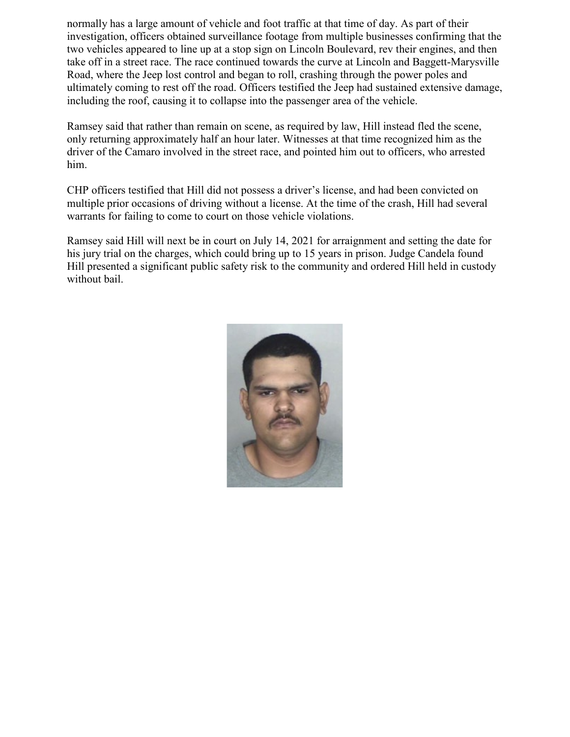normally has a large amount of vehicle and foot traffic at that time of day. As part of their investigation, officers obtained surveillance footage from multiple businesses confirming that the two vehicles appeared to line up at a stop sign on Lincoln Boulevard, rev their engines, and then take off in a street race. The race continued towards the curve at Lincoln and Baggett-Marysville Road, where the Jeep lost control and began to roll, crashing through the power poles and ultimately coming to rest off the road. Officers testified the Jeep had sustained extensive damage, including the roof, causing it to collapse into the passenger area of the vehicle.

Ramsey said that rather than remain on scene, as required by law, Hill instead fled the scene, only returning approximately half an hour later. Witnesses at that time recognized him as the driver of the Camaro involved in the street race, and pointed him out to officers, who arrested him.

CHP officers testified that Hill did not possess a driver's license, and had been convicted on multiple prior occasions of driving without a license. At the time of the crash, Hill had several warrants for failing to come to court on those vehicle violations.

Ramsey said Hill will next be in court on July 14, 2021 for arraignment and setting the date for his jury trial on the charges, which could bring up to 15 years in prison. Judge Candela found Hill presented a significant public safety risk to the community and ordered Hill held in custody without bail.